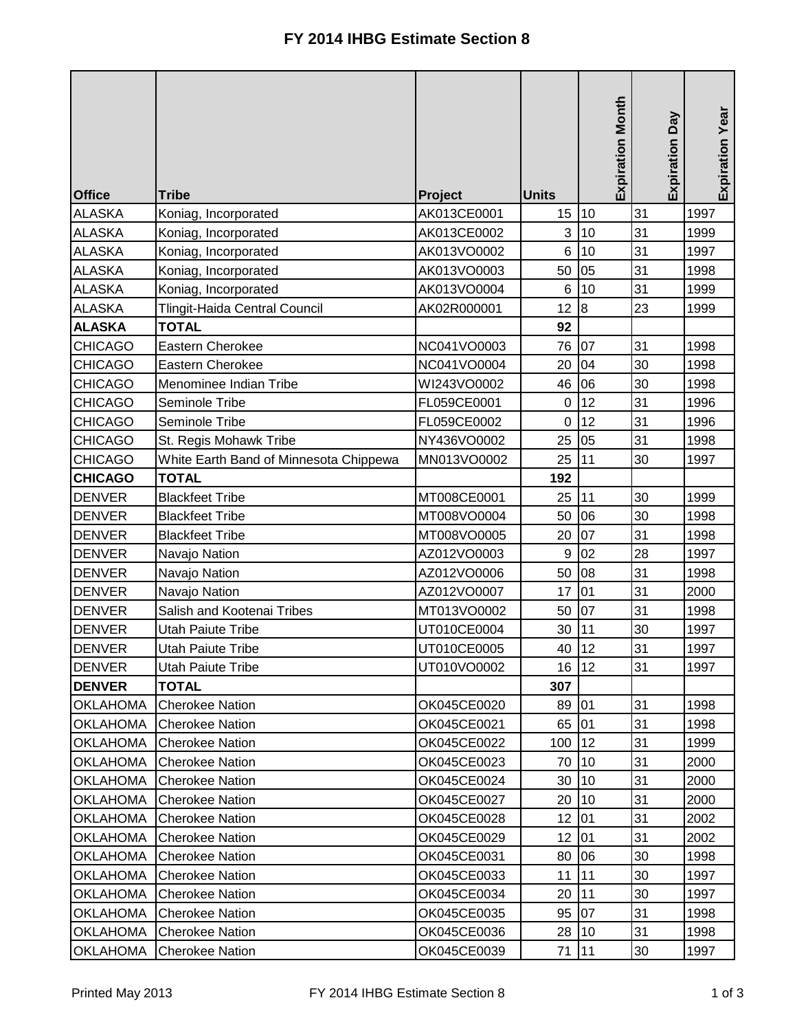# FY 2014 IHBG Estimate Section 8

| Office | Tribe | Project | Units | Expiration Month | Expiration Day | Expiration Year |
|---|---|---|---|---|---|---|
| ALASKA | Koniag, Incorporated | AK013CE0001 | 15 | 10 | 31 | 1997 |
| ALASKA | Koniag, Incorporated | AK013CE0002 | 3 | 10 | 31 | 1999 |
| ALASKA | Koniag, Incorporated | AK013VO0002 | 6 | 10 | 31 | 1997 |
| ALASKA | Koniag, Incorporated | AK013VO0003 | 50 | 05 | 31 | 1998 |
| ALASKA | Koniag, Incorporated | AK013VO0004 | 6 | 10 | 31 | 1999 |
| ALASKA | Tlingit-Haida Central Council | AK02R000001 | 12 | 8 | 23 | 1999 |
| **ALASKA** | **TOTAL** | | **92** | | | |
| CHICAGO | Eastern Cherokee | NC041VO0003 | 76 | 07 | 31 | 1998 |
| CHICAGO | Eastern Cherokee | NC041VO0004 | 20 | 04 | 30 | 1998 |
| CHICAGO | Menominee Indian Tribe | WI243VO0002 | 46 | 06 | 30 | 1998 |
| CHICAGO | Seminole Tribe | FL059CE0001 | 0 | 12 | 31 | 1996 |
| CHICAGO | Seminole Tribe | FL059CE0002 | 0 | 12 | 31 | 1996 |
| CHICAGO | St. Regis Mohawk Tribe | NY436VO0002 | 25 | 05 | 31 | 1998 |
| CHICAGO | White Earth Band of Minnesota Chippewa | MN013VO0002 | 25 | 11 | 30 | 1997 |
| **CHICAGO** | **TOTAL** | | **192** | | | |
| DENVER | Blackfeet Tribe | MT008CE0001 | 25 | 11 | 30 | 1999 |
| DENVER | Blackfeet Tribe | MT008VO0004 | 50 | 06 | 30 | 1998 |
| DENVER | Blackfeet Tribe | MT008VO0005 | 20 | 07 | 31 | 1998 |
| DENVER | Navajo Nation | AZ012VO0003 | 9 | 02 | 28 | 1997 |
| DENVER | Navajo Nation | AZ012VO0006 | 50 | 08 | 31 | 1998 |
| DENVER | Navajo Nation | AZ012VO0007 | 17 | 01 | 31 | 2000 |
| DENVER | Salish and Kootenai Tribes | MT013VO0002 | 50 | 07 | 31 | 1998 |
| DENVER | Utah Paiute Tribe | UT010CE0004 | 30 | 11 | 30 | 1997 |
| DENVER | Utah Paiute Tribe | UT010CE0005 | 40 | 12 | 31 | 1997 |
| DENVER | Utah Paiute Tribe | UT010VO0002 | 16 | 12 | 31 | 1997 |
| **DENVER** | **TOTAL** | | **307** | | | |
| OKLAHOMA | Cherokee Nation | OK045CE0020 | 89 | 01 | 31 | 1998 |
| OKLAHOMA | Cherokee Nation | OK045CE0021 | 65 | 01 | 31 | 1998 |
| OKLAHOMA | Cherokee Nation | OK045CE0022 | 100 | 12 | 31 | 1999 |
| OKLAHOMA | Cherokee Nation | OK045CE0023 | 70 | 10 | 31 | 2000 |
| OKLAHOMA | Cherokee Nation | OK045CE0024 | 30 | 10 | 31 | 2000 |
| OKLAHOMA | Cherokee Nation | OK045CE0027 | 20 | 10 | 31 | 2000 |
| OKLAHOMA | Cherokee Nation | OK045CE0028 | 12 | 01 | 31 | 2002 |
| OKLAHOMA | Cherokee Nation | OK045CE0029 | 12 | 01 | 31 | 2002 |
| OKLAHOMA | Cherokee Nation | OK045CE0031 | 80 | 06 | 30 | 1998 |
| OKLAHOMA | Cherokee Nation | OK045CE0033 | 11 | 11 | 30 | 1997 |
| OKLAHOMA | Cherokee Nation | OK045CE0034 | 20 | 11 | 30 | 1997 |
| OKLAHOMA | Cherokee Nation | OK045CE0035 | 95 | 07 | 31 | 1998 |
| OKLAHOMA | Cherokee Nation | OK045CE0036 | 28 | 10 | 31 | 1998 |
| OKLAHOMA | Cherokee Nation | OK045CE0039 | 71 | 11 | 30 | 1997 |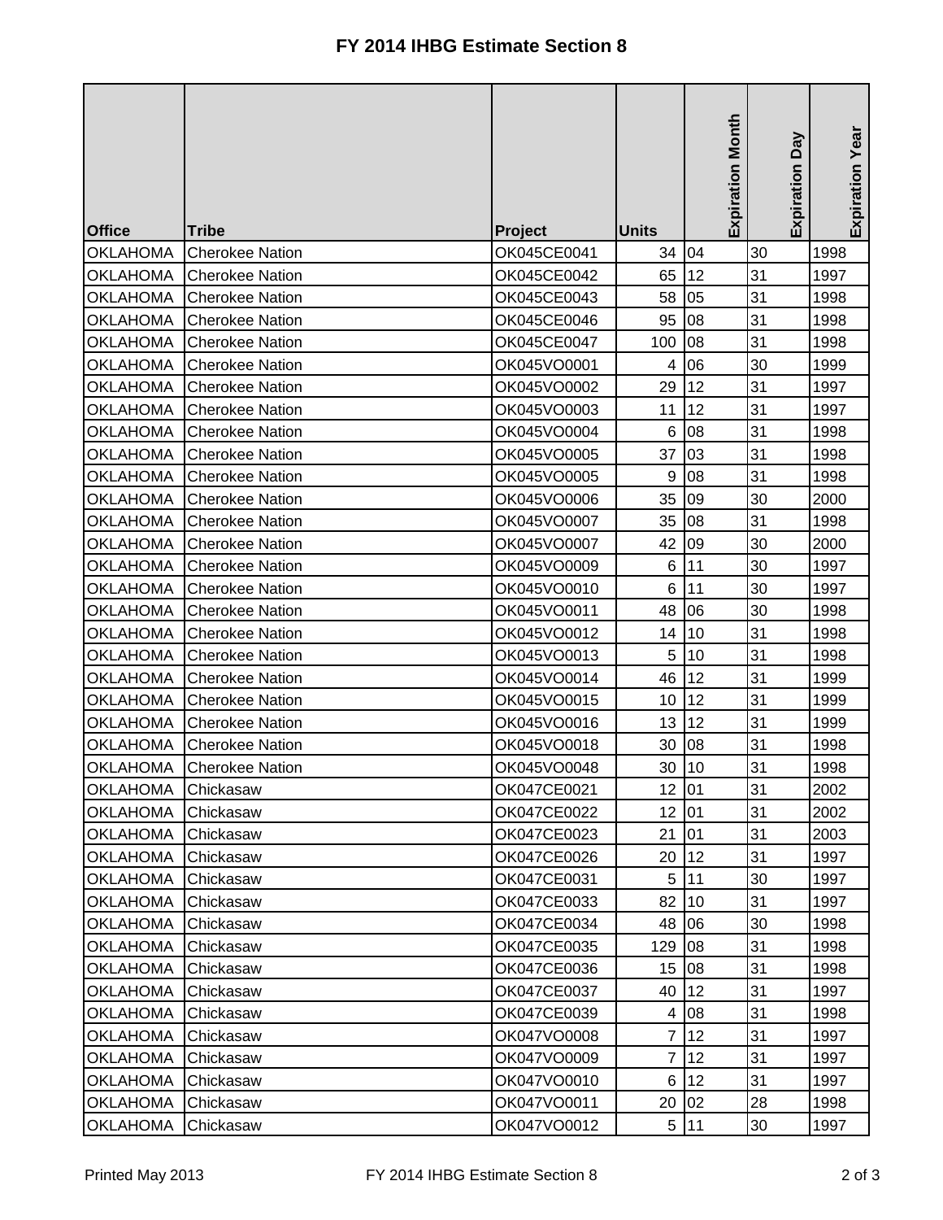# FY 2014 IHBG Estimate Section 8

| Office | Tribe | Project | Units | Expiration Month | Expiration Day | Expiration Year |
|---|---|---|---|---|---|---|
| OKLAHOMA | Cherokee Nation | OK045CE0041 | 34 | 04 | 30 | 1998 |
| OKLAHOMA | Cherokee Nation | OK045CE0042 | 65 | 12 | 31 | 1997 |
| OKLAHOMA | Cherokee Nation | OK045CE0043 | 58 | 05 | 31 | 1998 |
| OKLAHOMA | Cherokee Nation | OK045CE0046 | 95 | 08 | 31 | 1998 |
| OKLAHOMA | Cherokee Nation | OK045CE0047 | 100 | 08 | 31 | 1998 |
| OKLAHOMA | Cherokee Nation | OK045VO0001 | 4 | 06 | 30 | 1999 |
| OKLAHOMA | Cherokee Nation | OK045VO0002 | 29 | 12 | 31 | 1997 |
| OKLAHOMA | Cherokee Nation | OK045VO0003 | 11 | 12 | 31 | 1997 |
| OKLAHOMA | Cherokee Nation | OK045VO0004 | 6 | 08 | 31 | 1998 |
| OKLAHOMA | Cherokee Nation | OK045VO0005 | 37 | 03 | 31 | 1998 |
| OKLAHOMA | Cherokee Nation | OK045VO0005 | 9 | 08 | 31 | 1998 |
| OKLAHOMA | Cherokee Nation | OK045VO0006 | 35 | 09 | 30 | 2000 |
| OKLAHOMA | Cherokee Nation | OK045VO0007 | 35 | 08 | 31 | 1998 |
| OKLAHOMA | Cherokee Nation | OK045VO0007 | 42 | 09 | 30 | 2000 |
| OKLAHOMA | Cherokee Nation | OK045VO0009 | 6 | 11 | 30 | 1997 |
| OKLAHOMA | Cherokee Nation | OK045VO0010 | 6 | 11 | 30 | 1997 |
| OKLAHOMA | Cherokee Nation | OK045VO0011 | 48 | 06 | 30 | 1998 |
| OKLAHOMA | Cherokee Nation | OK045VO0012 | 14 | 10 | 31 | 1998 |
| OKLAHOMA | Cherokee Nation | OK045VO0013 | 5 | 10 | 31 | 1998 |
| OKLAHOMA | Cherokee Nation | OK045VO0014 | 46 | 12 | 31 | 1999 |
| OKLAHOMA | Cherokee Nation | OK045VO0015 | 10 | 12 | 31 | 1999 |
| OKLAHOMA | Cherokee Nation | OK045VO0016 | 13 | 12 | 31 | 1999 |
| OKLAHOMA | Cherokee Nation | OK045VO0018 | 30 | 08 | 31 | 1998 |
| OKLAHOMA | Cherokee Nation | OK045VO0048 | 30 | 10 | 31 | 1998 |
| OKLAHOMA | Chickasaw | OK047CE0021 | 12 | 01 | 31 | 2002 |
| OKLAHOMA | Chickasaw | OK047CE0022 | 12 | 01 | 31 | 2002 |
| OKLAHOMA | Chickasaw | OK047CE0023 | 21 | 01 | 31 | 2003 |
| OKLAHOMA | Chickasaw | OK047CE0026 | 20 | 12 | 31 | 1997 |
| OKLAHOMA | Chickasaw | OK047CE0031 | 5 | 11 | 30 | 1997 |
| OKLAHOMA | Chickasaw | OK047CE0033 | 82 | 10 | 31 | 1997 |
| OKLAHOMA | Chickasaw | OK047CE0034 | 48 | 06 | 30 | 1998 |
| OKLAHOMA | Chickasaw | OK047CE0035 | 129 | 08 | 31 | 1998 |
| OKLAHOMA | Chickasaw | OK047CE0036 | 15 | 08 | 31 | 1998 |
| OKLAHOMA | Chickasaw | OK047CE0037 | 40 | 12 | 31 | 1997 |
| OKLAHOMA | Chickasaw | OK047CE0039 | 4 | 08 | 31 | 1998 |
| OKLAHOMA | Chickasaw | OK047VO0008 | 7 | 12 | 31 | 1997 |
| OKLAHOMA | Chickasaw | OK047VO0009 | 7 | 12 | 31 | 1997 |
| OKLAHOMA | Chickasaw | OK047VO0010 | 6 | 12 | 31 | 1997 |
| OKLAHOMA | Chickasaw | OK047VO0011 | 20 | 02 | 28 | 1998 |
| OKLAHOMA | Chickasaw | OK047VO0012 | 5 | 11 | 30 | 1997 |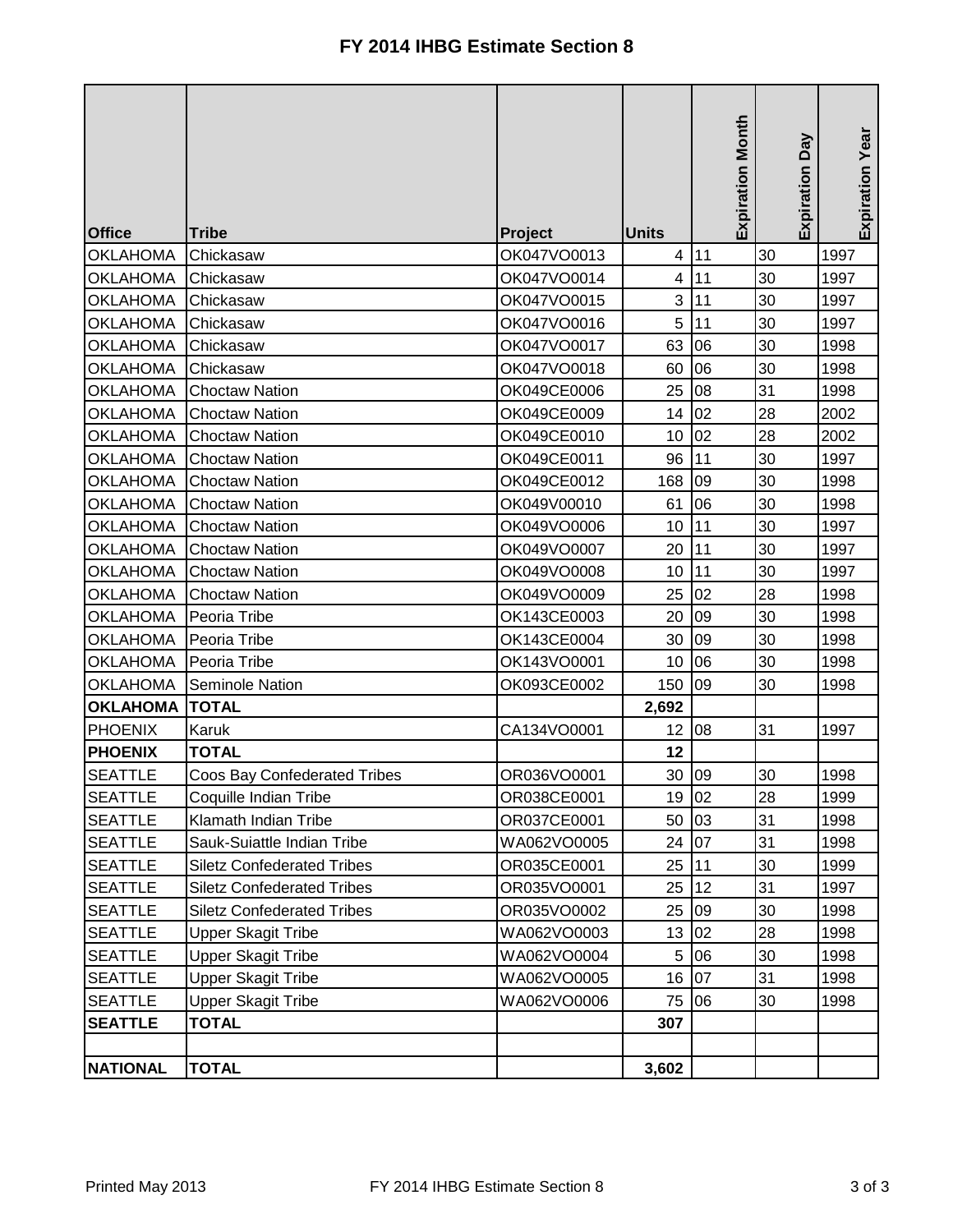# FY 2014 IHBG Estimate Section 8

| Office | Tribe | Project | Units | Expiration Month | Expiration Day | Expiration Year |
|---|---|---|---|---|---|---|
| OKLAHOMA | Chickasaw | OK047VO0013 | 4 | 11 | 30 | 1997 |
| OKLAHOMA | Chickasaw | OK047VO0014 | 4 | 11 | 30 | 1997 |
| OKLAHOMA | Chickasaw | OK047VO0015 | 3 | 11 | 30 | 1997 |
| OKLAHOMA | Chickasaw | OK047VO0016 | 5 | 11 | 30 | 1997 |
| OKLAHOMA | Chickasaw | OK047VO0017 | 63 | 06 | 30 | 1998 |
| OKLAHOMA | Chickasaw | OK047VO0018 | 60 | 06 | 30 | 1998 |
| OKLAHOMA | Choctaw Nation | OK049CE0006 | 25 | 08 | 31 | 1998 |
| OKLAHOMA | Choctaw Nation | OK049CE0009 | 14 | 02 | 28 | 2002 |
| OKLAHOMA | Choctaw Nation | OK049CE0010 | 10 | 02 | 28 | 2002 |
| OKLAHOMA | Choctaw Nation | OK049CE0011 | 96 | 11 | 30 | 1997 |
| OKLAHOMA | Choctaw Nation | OK049CE0012 | 168 | 09 | 30 | 1998 |
| OKLAHOMA | Choctaw Nation | OK049V00010 | 61 | 06 | 30 | 1998 |
| OKLAHOMA | Choctaw Nation | OK049VO0006 | 10 | 11 | 30 | 1997 |
| OKLAHOMA | Choctaw Nation | OK049VO0007 | 20 | 11 | 30 | 1997 |
| OKLAHOMA | Choctaw Nation | OK049VO0008 | 10 | 11 | 30 | 1997 |
| OKLAHOMA | Choctaw Nation | OK049VO0009 | 25 | 02 | 28 | 1998 |
| OKLAHOMA | Peoria Tribe | OK143CE0003 | 20 | 09 | 30 | 1998 |
| OKLAHOMA | Peoria Tribe | OK143CE0004 | 30 | 09 | 30 | 1998 |
| OKLAHOMA | Peoria Tribe | OK143VO0001 | 10 | 06 | 30 | 1998 |
| OKLAHOMA | Seminole Nation | OK093CE0002 | 150 | 09 | 30 | 1998 |
| **OKLAHOMA** | **TOTAL** | | **2,692** | | | |
| PHOENIX | Karuk | CA134VO0001 | 12 | 08 | 31 | 1997 |
| **PHOENIX** | **TOTAL** | | **12** | | | |
| SEATTLE | Coos Bay Confederated Tribes | OR036VO0001 | 30 | 09 | 30 | 1998 |
| SEATTLE | Coquille Indian Tribe | OR038CE0001 | 19 | 02 | 28 | 1999 |
| SEATTLE | Klamath Indian Tribe | OR037CE0001 | 50 | 03 | 31 | 1998 |
| SEATTLE | Sauk-Suiattle Indian Tribe | WA062VO0005 | 24 | 07 | 31 | 1998 |
| SEATTLE | Siletz Confederated Tribes | OR035CE0001 | 25 | 11 | 30 | 1999 |
| SEATTLE | Siletz Confederated Tribes | OR035VO0001 | 25 | 12 | 31 | 1997 |
| SEATTLE | Siletz Confederated Tribes | OR035VO0002 | 25 | 09 | 30 | 1998 |
| SEATTLE | Upper Skagit Tribe | WA062VO0003 | 13 | 02 | 28 | 1998 |
| SEATTLE | Upper Skagit Tribe | WA062VO0004 | 5 | 06 | 30 | 1998 |
| SEATTLE | Upper Skagit Tribe | WA062VO0005 | 16 | 07 | 31 | 1998 |
| SEATTLE | Upper Skagit Tribe | WA062VO0006 | 75 | 06 | 30 | 1998 |
| **SEATTLE** | **TOTAL** | | **307** | | | |
| | | | | | | |
| **NATIONAL** | **TOTAL** | | **3,602** | | | |